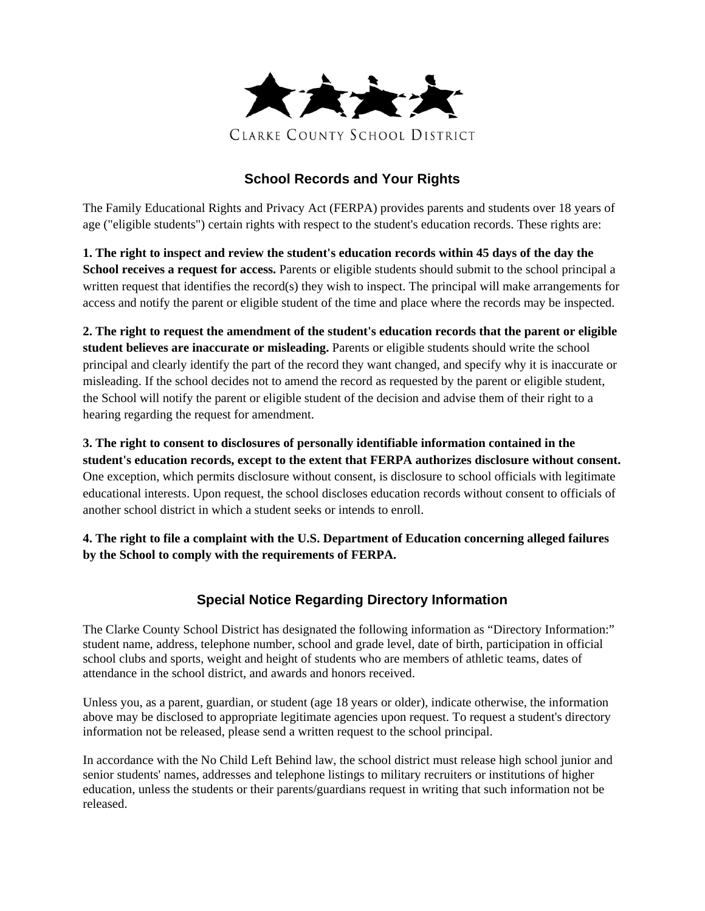CLARKE COUNTY SCHOOL DISTRICT

## School Records and Your Rights

The Family Educational Rights and Privacy Act (FERPA) provides parents and students over 18 years of age ("eligible students") certain rights with respect to the student's education records. These rights are:

**1. The right to inspect and review the student's education records within 45 days of the day the School receives a request for access.** Parents or eligible students should submit to the school principal a written request that identifies the record(s) they wish to inspect. The principal will make arrangements for access and notify the parent or eligible student of the time and place where the records may be inspected.

**2. The right to request the amendment of the student's education records that the parent or eligible student believes are inaccurate or misleading.** Parents or eligible students should write the school principal and clearly identify the part of the record they want changed, and specify why it is inaccurate or misleading. If the school decides not to amend the record as requested by the parent or eligible student, the School will notify the parent or eligible student of the decision and advise them of their right to a hearing regarding the request for amendment.

**3. The right to consent to disclosures of personally identifiable information contained in the student's education records, except to the extent that FERPA authorizes disclosure without consent.** One exception, which permits disclosure without consent, is disclosure to school officials with legitimate educational interests. Upon request, the school discloses education records without consent to officials of another school district in which a student seeks or intends to enroll.

**4. The right to file a complaint with the U.S. Department of Education concerning alleged failures by the School to comply with the requirements of FERPA.**

## Special Notice Regarding Directory Information

The Clarke County School District has designated the following information as "Directory Information:" student name, address, telephone number, school and grade level, date of birth, participation in official school clubs and sports, weight and height of students who are members of athletic teams, dates of attendance in the school district, and awards and honors received.

Unless you, as a parent, guardian, or student (age 18 years or older), indicate otherwise, the information above may be disclosed to appropriate legitimate agencies upon request. To request a student's directory information not be released, please send a written request to the school principal.

In accordance with the No Child Left Behind law, the school district must release high school junior and senior students' names, addresses and telephone listings to military recruiters or institutions of higher education, unless the students or their parents/guardians request in writing that such information not be released.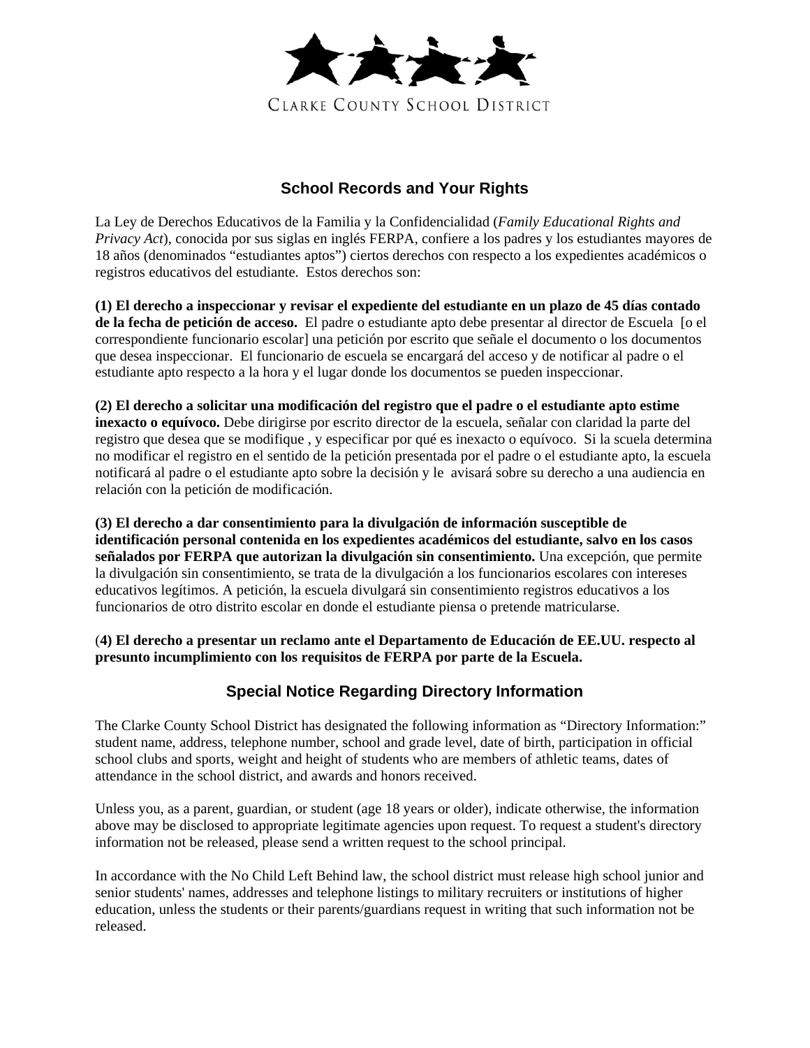CLARKE COUNTY SCHOOL DISTRICT

## School Records and Your Rights

La Ley de Derechos Educativos de la Familia y la Confidencialidad (*Family Educational Rights and Privacy Act*), conocida por sus siglas en inglés FERPA, confiere a los padres y los estudiantes mayores de 18 años (denominados "estudiantes aptos") ciertos derechos con respecto a los expedientes académicos o registros educativos del estudiante. Estos derechos son:

**(1) El derecho a inspeccionar y revisar el expediente del estudiante en un plazo de 45 días contado de la fecha de petición de acceso.** El padre o estudiante apto debe presentar al director de Escuela [o el correspondiente funcionario escolar] una petición por escrito que señale el documento o los documentos que desea inspeccionar. El funcionario de escuela se encargará del acceso y de notificar al padre o el estudiante apto respecto a la hora y el lugar donde los documentos se pueden inspeccionar.

**(2) El derecho a solicitar una modificación del registro que el padre o el estudiante apto estime inexacto o equívoco.** Debe dirigirse por escrito director de la escuela, señalar con claridad la parte del registro que desea que se modifique , y especificar por qué es inexacto o equívoco. Si la scuela determina no modificar el registro en el sentido de la petición presentada por el padre o el estudiante apto, la escuela notificará al padre o el estudiante apto sobre la decisión y le avisará sobre su derecho a una audiencia en relación con la petición de modificación.

**(3) El derecho a dar consentimiento para la divulgación de información susceptible de identificación personal contenida en los expedientes académicos del estudiante, salvo en los casos señalados por FERPA que autorizan la divulgación sin consentimiento.** Una excepción, que permite la divulgación sin consentimiento, se trata de la divulgación a los funcionarios escolares con intereses educativos legítimos. A petición, la escuela divulgará sin consentimiento registros educativos a los funcionarios de otro distrito escolar en donde el estudiante piensa o pretende matricularse.

(**4) El derecho a presentar un reclamo ante el Departamento de Educación de EE.UU. respecto al presunto incumplimiento con los requisitos de FERPA por parte de la Escuela.**

## Special Notice Regarding Directory Information

The Clarke County School District has designated the following information as "Directory Information:" student name, address, telephone number, school and grade level, date of birth, participation in official school clubs and sports, weight and height of students who are members of athletic teams, dates of attendance in the school district, and awards and honors received.

Unless you, as a parent, guardian, or student (age 18 years or older), indicate otherwise, the information above may be disclosed to appropriate legitimate agencies upon request. To request a student's directory information not be released, please send a written request to the school principal.

In accordance with the No Child Left Behind law, the school district must release high school junior and senior students' names, addresses and telephone listings to military recruiters or institutions of higher education, unless the students or their parents/guardians request in writing that such information not be released.